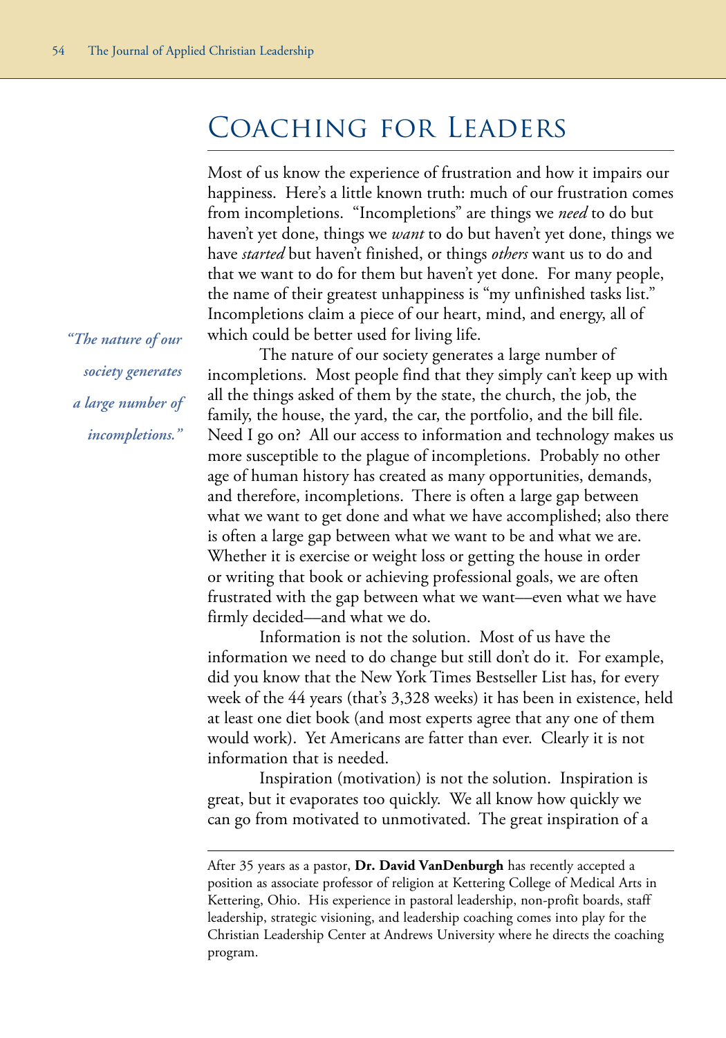# Coaching for Leaders

Most of us know the experience of frustration and how it impairs our happiness. Here's a little known truth: much of our frustration comes from incompletions. "Incompletions" are things we *need* to do but haven't yet done, things we *want* to do but haven't yet done, things we have *started* but haven't finished, or things *others* want us to do and that we want to do for them but haven't yet done. For many people, the name of their greatest unhappiness is "my unfinished tasks list." Incompletions claim a piece of our heart, mind, and energy, all of which could be better used for living life.

*"The nature of our society generates a large number of incompletions."*

The nature of our society generates a large number of incompletions. Most people find that they simply can't keep up with all the things asked of them by the state, the church, the job, the family, the house, the yard, the car, the portfolio, and the bill file. Need I go on? All our access to information and technology makes us more susceptible to the plague of incompletions. Probably no other age of human history has created as many opportunities, demands, and therefore, incompletions. There is often a large gap between what we want to get done and what we have accomplished; also there is often a large gap between what we want to be and what we are. Whether it is exercise or weight loss or getting the house in order or writing that book or achieving professional goals, we are often frustrated with the gap between what we want—even what we have firmly decided—and what we do.

Information is not the solution. Most of us have the information we need to do change but still don't do it. For example, did you know that the New York Times Bestseller List has, for every week of the 44 years (that's 3,328 weeks) it has been in existence, held at least one diet book (and most experts agree that any one of them would work). Yet Americans are fatter than ever. Clearly it is not information that is needed.

Inspiration (motivation) is not the solution. Inspiration is great, but it evaporates too quickly. We all know how quickly we can go from motivated to unmotivated. The great inspiration of a

---

After 35 years as a pastor, **Dr. David VanDenburgh** has recently accepted a position as associate professor of religion at Kettering College of Medical Arts in Kettering, Ohio. His experience in pastoral leadership, non-profit boards, staff leadership, strategic visioning, and leadership coaching comes into play for the Christian Leadership Center at Andrews University where he directs the coaching program.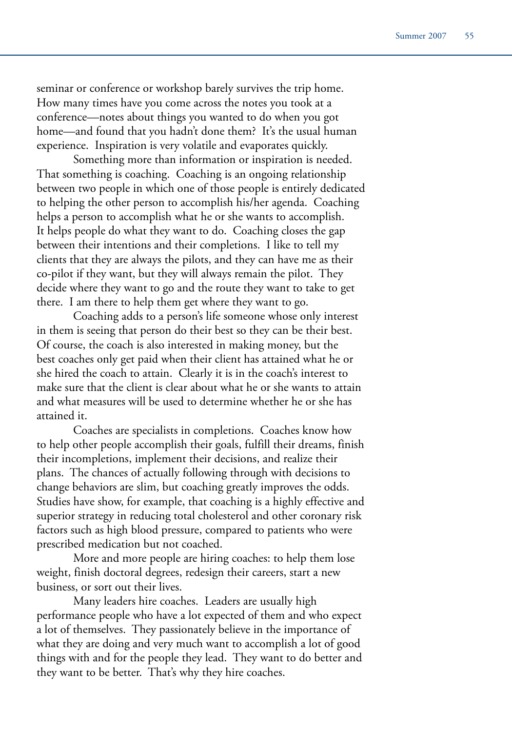seminar or conference or workshop barely survives the trip home. How many times have you come across the notes you took at a conference—notes about things you wanted to do when you got home—and found that you hadn't done them? It's the usual human experience. Inspiration is very volatile and evaporates quickly.

Something more than information or inspiration is needed. That something is coaching. Coaching is an ongoing relationship between two people in which one of those people is entirely dedicated to helping the other person to accomplish his/her agenda. Coaching helps a person to accomplish what he or she wants to accomplish. It helps people do what they want to do. Coaching closes the gap between their intentions and their completions. I like to tell my clients that they are always the pilots, and they can have me as their co-pilot if they want, but they will always remain the pilot. They decide where they want to go and the route they want to take to get there. I am there to help them get where they want to go.

Coaching adds to a person's life someone whose only interest in them is seeing that person do their best so they can be their best. Of course, the coach is also interested in making money, but the best coaches only get paid when their client has attained what he or she hired the coach to attain. Clearly it is in the coach's interest to make sure that the client is clear about what he or she wants to attain and what measures will be used to determine whether he or she has attained it.

Coaches are specialists in completions. Coaches know how to help other people accomplish their goals, fulfill their dreams, finish their incompletions, implement their decisions, and realize their plans. The chances of actually following through with decisions to change behaviors are slim, but coaching greatly improves the odds. Studies have show, for example, that coaching is a highly effective and superior strategy in reducing total cholesterol and other coronary risk factors such as high blood pressure, compared to patients who were prescribed medication but not coached.

More and more people are hiring coaches: to help them lose weight, finish doctoral degrees, redesign their careers, start a new business, or sort out their lives.

Many leaders hire coaches. Leaders are usually high performance people who have a lot expected of them and who expect a lot of themselves. They passionately believe in the importance of what they are doing and very much want to accomplish a lot of good things with and for the people they lead. They want to do better and they want to be better. That's why they hire coaches.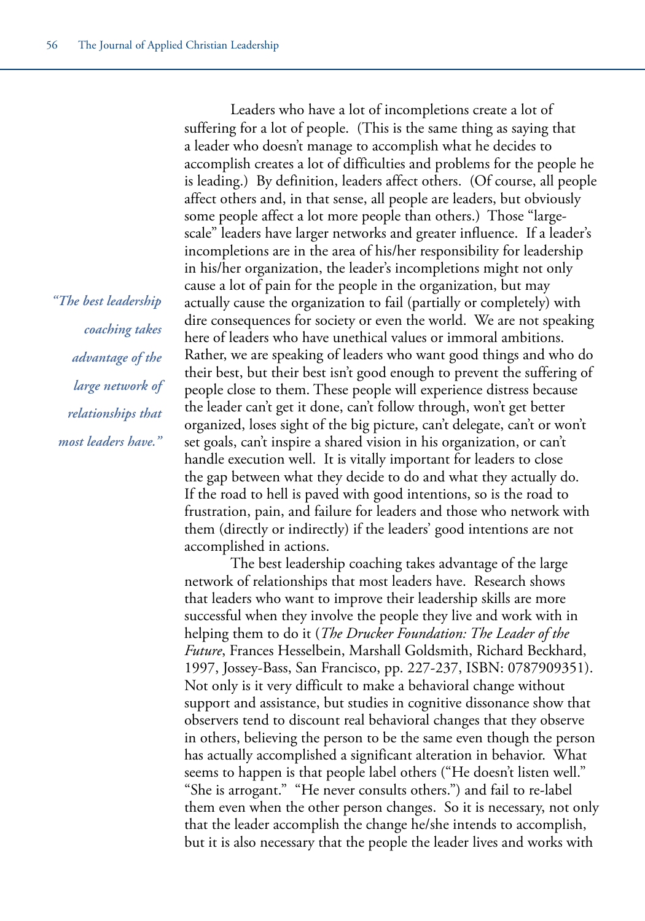Leaders who have a lot of incompletions create a lot of suffering for a lot of people. (This is the same thing as saying that a leader who doesn't manage to accomplish what he decides to accomplish creates a lot of difficulties and problems for the people he is leading.) By definition, leaders affect others. (Of course, all people affect others and, in that sense, all people are leaders, but obviously some people affect a lot more people than others.) Those "large-scale" leaders have larger networks and greater influence. If a leader's incompletions are in the area of his/her responsibility for leadership in his/her organization, the leader's incompletions might not only cause a lot of pain for the people in the organization, but may actually cause the organization to fail (partially or completely) with dire consequences for society or even the world. We are not speaking here of leaders who have unethical values or immoral ambitions. Rather, we are speaking of leaders who want good things and who do their best, but their best isn't good enough to prevent the suffering of people close to them. These people will experience distress because the leader can't get it done, can't follow through, won't get better organized, loses sight of the big picture, can't delegate, can't or won't set goals, can't inspire a shared vision in his organization, or can't handle execution well. It is vitally important for leaders to close the gap between what they decide to do and what they actually do. If the road to hell is paved with good intentions, so is the road to frustration, pain, and failure for leaders and those who network with them (directly or indirectly) if the leaders' good intentions are not accomplished in actions.

*"The best leadership coaching takes advantage of the large network of relationships that most leaders have."*

The best leadership coaching takes advantage of the large network of relationships that most leaders have. Research shows that leaders who want to improve their leadership skills are more successful when they involve the people they live and work with in helping them to do it (*The Drucker Foundation: The Leader of the Future*, Frances Hesselbein, Marshall Goldsmith, Richard Beckhard, 1997, Jossey-Bass, San Francisco, pp. 227-237, ISBN: 0787909351). Not only is it very difficult to make a behavioral change without support and assistance, but studies in cognitive dissonance show that observers tend to discount real behavioral changes that they observe in others, believing the person to be the same even though the person has actually accomplished a significant alteration in behavior. What seems to happen is that people label others ("He doesn't listen well." "She is arrogant." "He never consults others.") and fail to re-label them even when the other person changes. So it is necessary, not only that the leader accomplish the change he/she intends to accomplish, but it is also necessary that the people the leader lives and works with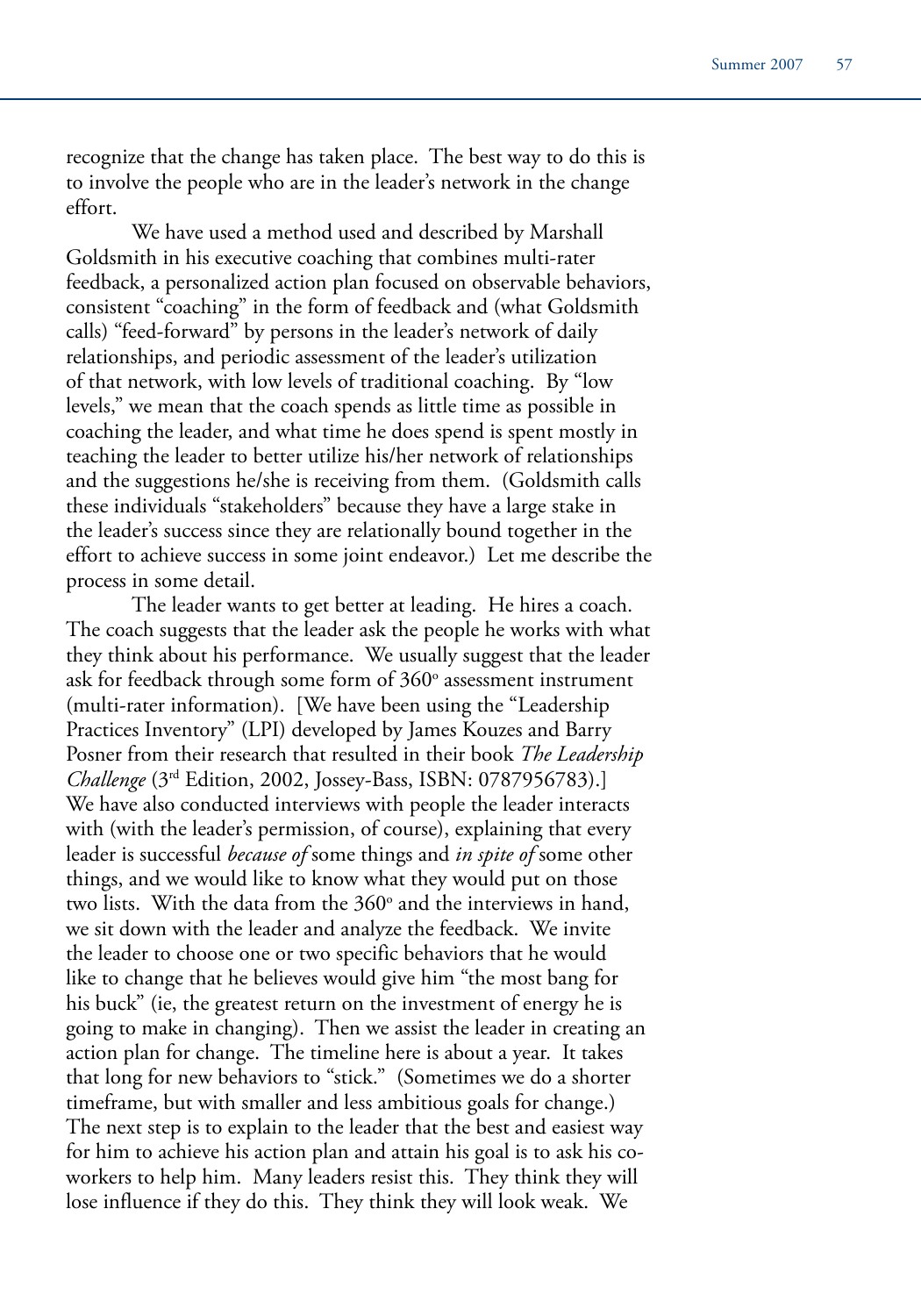recognize that the change has taken place. The best way to do this is to involve the people who are in the leader's network in the change effort.

We have used a method used and described by Marshall Goldsmith in his executive coaching that combines multi-rater feedback, a personalized action plan focused on observable behaviors, consistent "coaching" in the form of feedback and (what Goldsmith calls) "feed-forward" by persons in the leader's network of daily relationships, and periodic assessment of the leader's utilization of that network, with low levels of traditional coaching. By "low levels," we mean that the coach spends as little time as possible in coaching the leader, and what time he does spend is spent mostly in teaching the leader to better utilize his/her network of relationships and the suggestions he/she is receiving from them. (Goldsmith calls these individuals "stakeholders" because they have a large stake in the leader's success since they are relationally bound together in the effort to achieve success in some joint endeavor.) Let me describe the process in some detail.

The leader wants to get better at leading. He hires a coach. The coach suggests that the leader ask the people he works with what they think about his performance. We usually suggest that the leader ask for feedback through some form of 360º assessment instrument (multi-rater information). [We have been using the "Leadership Practices Inventory" (LPI) developed by James Kouzes and Barry Posner from their research that resulted in their book *The Leadership Challenge* (3rd Edition, 2002, Jossey-Bass, ISBN: 0787956783).] We have also conducted interviews with people the leader interacts with (with the leader's permission, of course), explaining that every leader is successful *because of* some things and *in spite of* some other things, and we would like to know what they would put on those two lists. With the data from the 360º and the interviews in hand, we sit down with the leader and analyze the feedback. We invite the leader to choose one or two specific behaviors that he would like to change that he believes would give him "the most bang for his buck" (ie, the greatest return on the investment of energy he is going to make in changing). Then we assist the leader in creating an action plan for change. The timeline here is about a year. It takes that long for new behaviors to "stick." (Sometimes we do a shorter timeframe, but with smaller and less ambitious goals for change.) The next step is to explain to the leader that the best and easiest way for him to achieve his action plan and attain his goal is to ask his co-workers to help him. Many leaders resist this. They think they will lose influence if they do this. They think they will look weak. We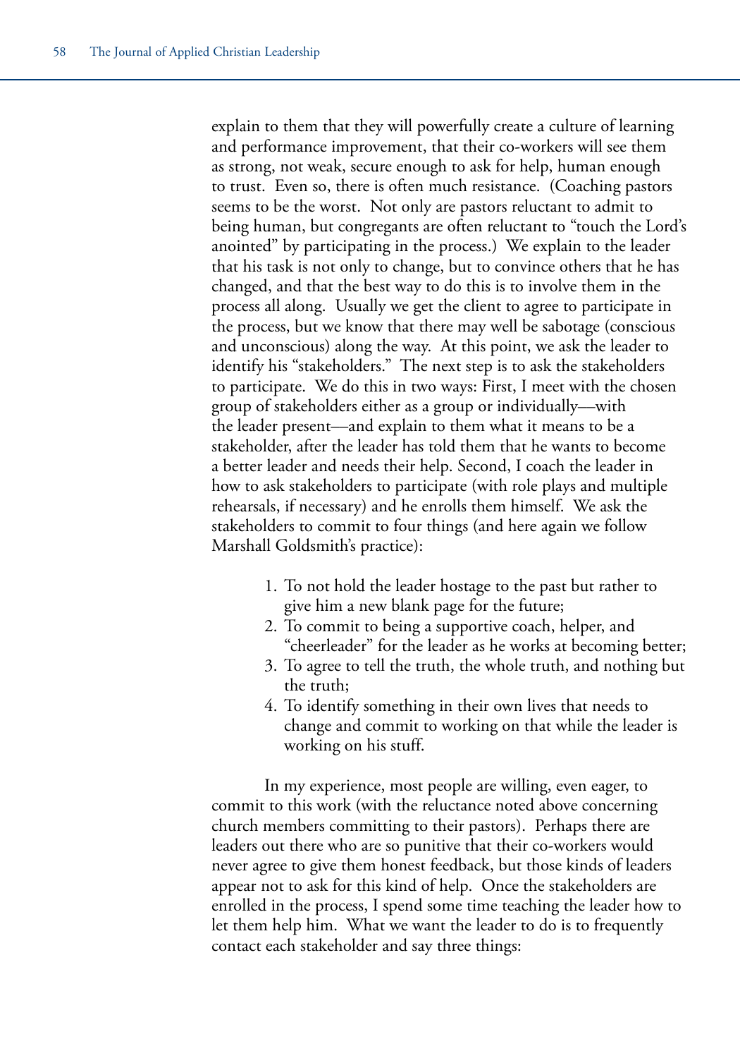explain to them that they will powerfully create a culture of learning and performance improvement, that their co-workers will see them as strong, not weak, secure enough to ask for help, human enough to trust. Even so, there is often much resistance. (Coaching pastors seems to be the worst. Not only are pastors reluctant to admit to being human, but congregants are often reluctant to "touch the Lord's anointed" by participating in the process.) We explain to the leader that his task is not only to change, but to convince others that he has changed, and that the best way to do this is to involve them in the process all along. Usually we get the client to agree to participate in the process, but we know that there may well be sabotage (conscious and unconscious) along the way. At this point, we ask the leader to identify his "stakeholders." The next step is to ask the stakeholders to participate. We do this in two ways: First, I meet with the chosen group of stakeholders either as a group or individually—with the leader present—and explain to them what it means to be a stakeholder, after the leader has told them that he wants to become a better leader and needs their help. Second, I coach the leader in how to ask stakeholders to participate (with role plays and multiple rehearsals, if necessary) and he enrolls them himself. We ask the stakeholders to commit to four things (and here again we follow Marshall Goldsmith's practice):

1. To not hold the leader hostage to the past but rather to give him a new blank page for the future;
2. To commit to being a supportive coach, helper, and "cheerleader" for the leader as he works at becoming better;
3. To agree to tell the truth, the whole truth, and nothing but the truth;
4. To identify something in their own lives that needs to change and commit to working on that while the leader is working on his stuff.

In my experience, most people are willing, even eager, to commit to this work (with the reluctance noted above concerning church members committing to their pastors). Perhaps there are leaders out there who are so punitive that their co-workers would never agree to give them honest feedback, but those kinds of leaders appear not to ask for this kind of help. Once the stakeholders are enrolled in the process, I spend some time teaching the leader how to let them help him. What we want the leader to do is to frequently contact each stakeholder and say three things: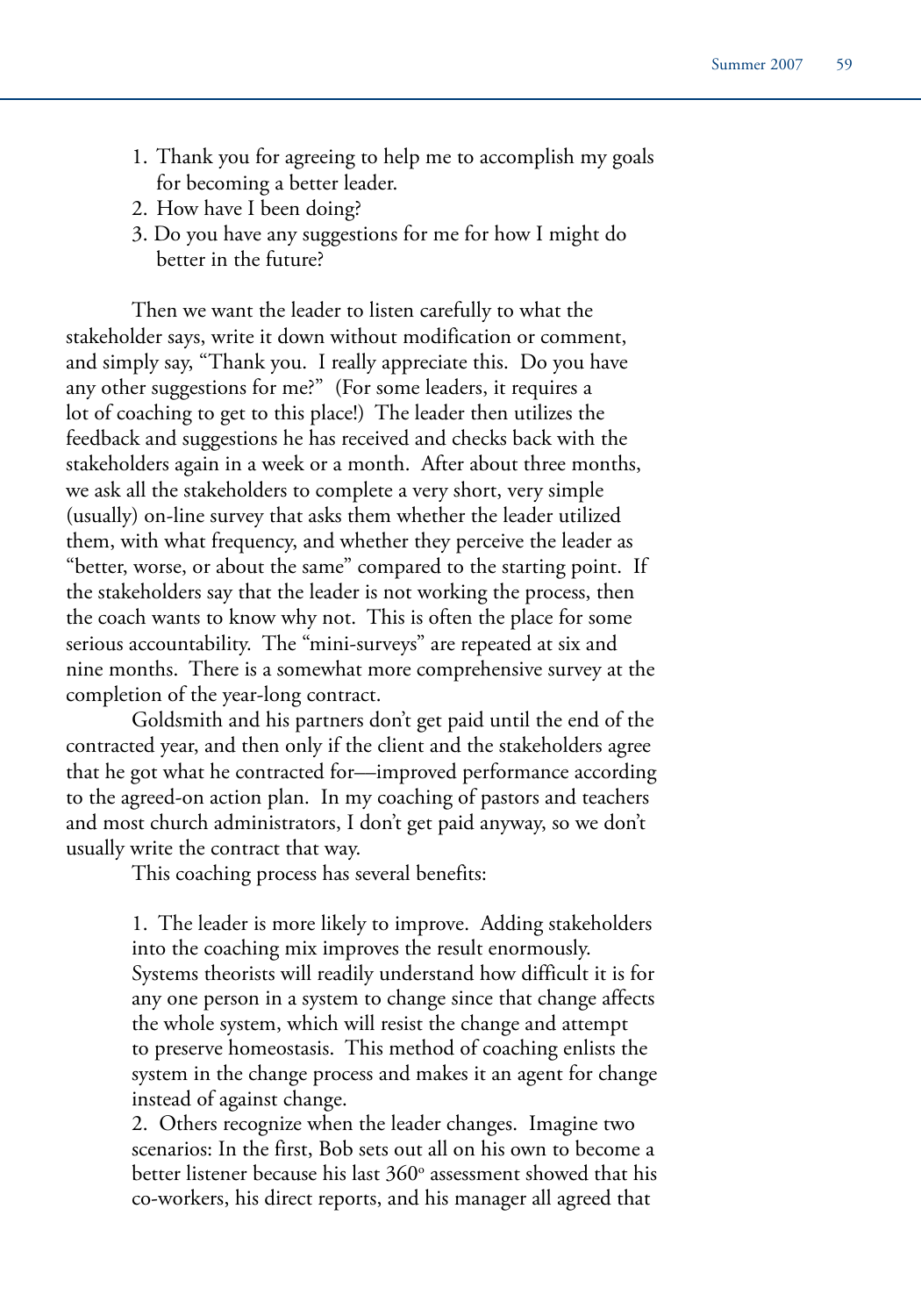1. Thank you for agreeing to help me to accomplish my goals for becoming a better leader.
2. How have I been doing?
3. Do you have any suggestions for me for how I might do better in the future?

Then we want the leader to listen carefully to what the stakeholder says, write it down without modification or comment, and simply say, "Thank you. I really appreciate this. Do you have any other suggestions for me?" (For some leaders, it requires a lot of coaching to get to this place!) The leader then utilizes the feedback and suggestions he has received and checks back with the stakeholders again in a week or a month. After about three months, we ask all the stakeholders to complete a very short, very simple (usually) on-line survey that asks them whether the leader utilized them, with what frequency, and whether they perceive the leader as "better, worse, or about the same" compared to the starting point. If the stakeholders say that the leader is not working the process, then the coach wants to know why not. This is often the place for some serious accountability. The "mini-surveys" are repeated at six and nine months. There is a somewhat more comprehensive survey at the completion of the year-long contract.

Goldsmith and his partners don't get paid until the end of the contracted year, and then only if the client and the stakeholders agree that he got what he contracted for—improved performance according to the agreed-on action plan. In my coaching of pastors and teachers and most church administrators, I don't get paid anyway, so we don't usually write the contract that way.

This coaching process has several benefits:

1. The leader is more likely to improve. Adding stakeholders into the coaching mix improves the result enormously. Systems theorists will readily understand how difficult it is for any one person in a system to change since that change affects the whole system, which will resist the change and attempt to preserve homeostasis. This method of coaching enlists the system in the change process and makes it an agent for change instead of against change.
2. Others recognize when the leader changes. Imagine two scenarios: In the first, Bob sets out all on his own to become a better listener because his last 360° assessment showed that his co-workers, his direct reports, and his manager all agreed that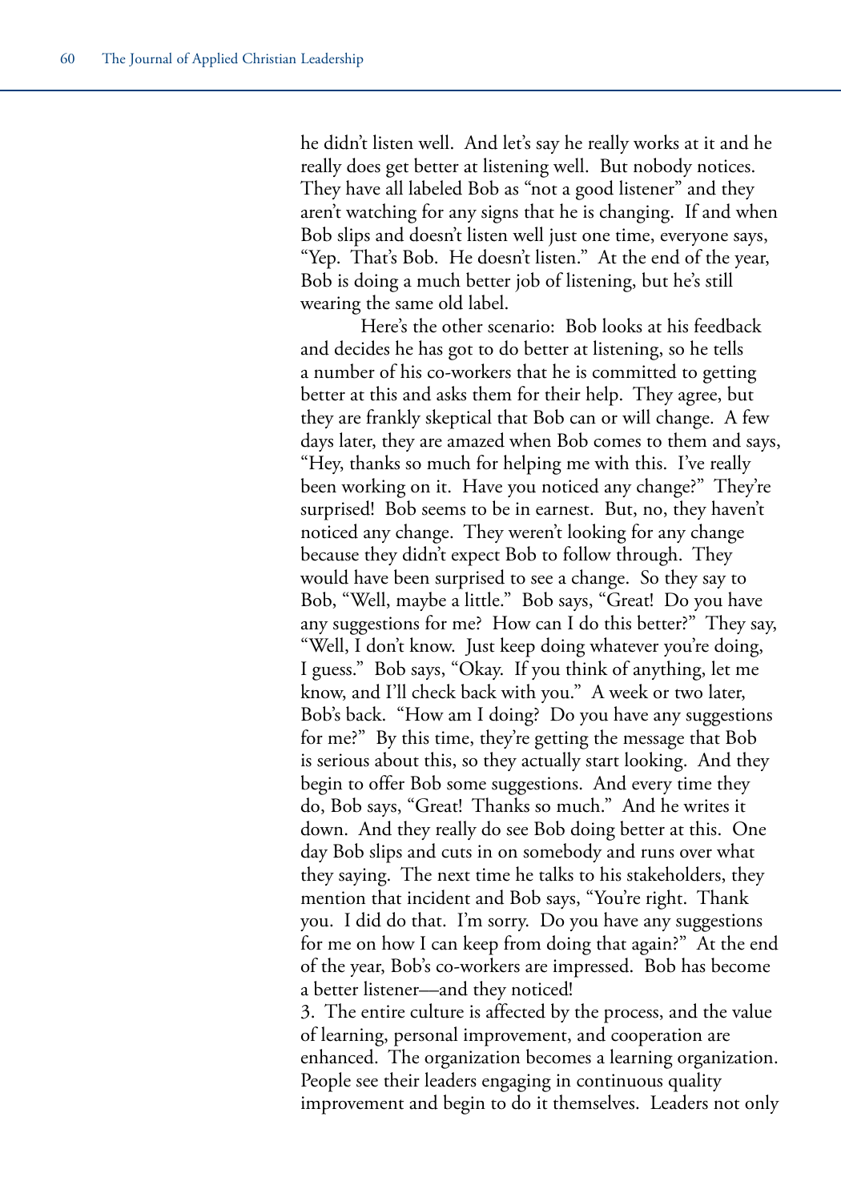he didn't listen well. And let's say he really works at it and he really does get better at listening well. But nobody notices. They have all labeled Bob as "not a good listener" and they aren't watching for any signs that he is changing. If and when Bob slips and doesn't listen well just one time, everyone says, "Yep. That's Bob. He doesn't listen." At the end of the year, Bob is doing a much better job of listening, but he's still wearing the same old label.

Here's the other scenario: Bob looks at his feedback and decides he has got to do better at listening, so he tells a number of his co-workers that he is committed to getting better at this and asks them for their help. They agree, but they are frankly skeptical that Bob can or will change. A few days later, they are amazed when Bob comes to them and says, "Hey, thanks so much for helping me with this. I've really been working on it. Have you noticed any change?" They're surprised! Bob seems to be in earnest. But, no, they haven't noticed any change. They weren't looking for any change because they didn't expect Bob to follow through. They would have been surprised to see a change. So they say to Bob, "Well, maybe a little." Bob says, "Great! Do you have any suggestions for me? How can I do this better?" They say, "Well, I don't know. Just keep doing whatever you're doing, I guess." Bob says, "Okay. If you think of anything, let me know, and I'll check back with you." A week or two later, Bob's back. "How am I doing? Do you have any suggestions for me?" By this time, they're getting the message that Bob is serious about this, so they actually start looking. And they begin to offer Bob some suggestions. And every time they do, Bob says, "Great! Thanks so much." And he writes it down. And they really do see Bob doing better at this. One day Bob slips and cuts in on somebody and runs over what they saying. The next time he talks to his stakeholders, they mention that incident and Bob says, "You're right. Thank you. I did do that. I'm sorry. Do you have any suggestions for me on how I can keep from doing that again?" At the end of the year, Bob's co-workers are impressed. Bob has become a better listener—and they noticed!

3. The entire culture is affected by the process, and the value of learning, personal improvement, and cooperation are enhanced. The organization becomes a learning organization. People see their leaders engaging in continuous quality improvement and begin to do it themselves. Leaders not only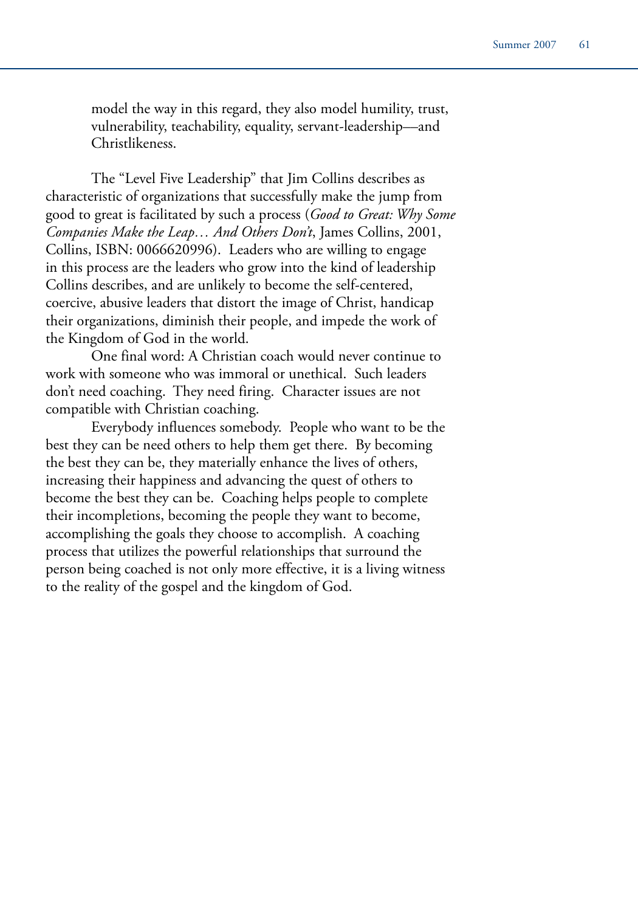model the way in this regard, they also model humility, trust, vulnerability, teachability, equality, servant-leadership—and Christlikeness.

The "Level Five Leadership" that Jim Collins describes as characteristic of organizations that successfully make the jump from good to great is facilitated by such a process (*Good to Great: Why Some Companies Make the Leap… And Others Don't*, James Collins, 2001, Collins, ISBN: 0066620996). Leaders who are willing to engage in this process are the leaders who grow into the kind of leadership Collins describes, and are unlikely to become the self-centered, coercive, abusive leaders that distort the image of Christ, handicap their organizations, diminish their people, and impede the work of the Kingdom of God in the world.

One final word: A Christian coach would never continue to work with someone who was immoral or unethical. Such leaders don't need coaching. They need firing. Character issues are not compatible with Christian coaching.

Everybody influences somebody. People who want to be the best they can be need others to help them get there. By becoming the best they can be, they materially enhance the lives of others, increasing their happiness and advancing the quest of others to become the best they can be. Coaching helps people to complete their incompletions, becoming the people they want to become, accomplishing the goals they choose to accomplish. A coaching process that utilizes the powerful relationships that surround the person being coached is not only more effective, it is a living witness to the reality of the gospel and the kingdom of God.